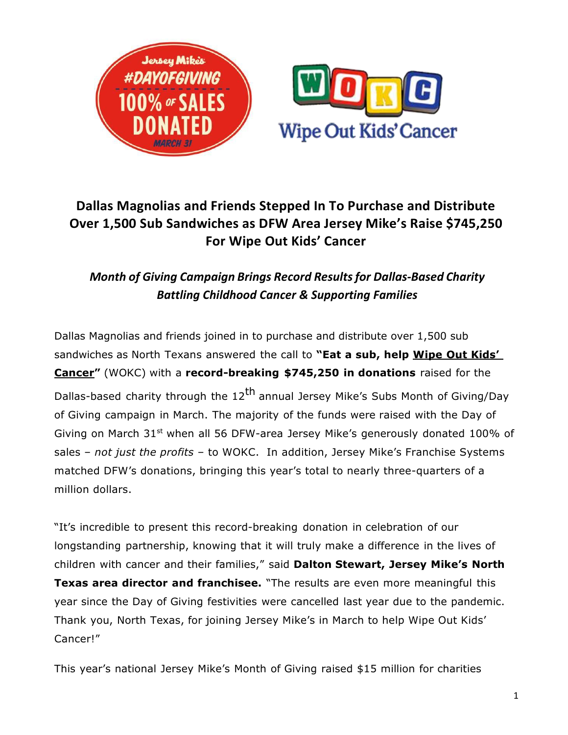## Dallas Magnolias and Friends Stepped In To Purchase and Distribute Over 1,500 Sub Sandwiches as DFW Area Jersey Mike's Raise $745,250 For Wipe Out Kids' Cancer

### *Month of Giving Campaign Brings Record Results for Dallas-Based Charity Battling Childhood Cancer & Supporting Families*

Dallas Magnolias and friends joined in to purchase and distribute over 1,500 sub sandwiches as North Texans answered the call to **"Eat a sub, help Wipe Out Kids' Cancer"** (WOKC) with a **record-breaking $745,250 in donations** raised for the Dallas-based charity through the 12th annual Jersey Mike's Subs Month of Giving/Day of Giving campaign in March. The majority of the funds were raised with the Day of Giving on March 31st when all 56 DFW-area Jersey Mike's generously donated 100% of sales – *not just the profits* – to WOKC. In addition, Jersey Mike's Franchise Systems matched DFW's donations, bringing this year's total to nearly three-quarters of a million dollars.

"It's incredible to present this record-breaking donation in celebration of our longstanding partnership, knowing that it will truly make a difference in the lives of children with cancer and their families," said **Dalton Stewart, Jersey Mike's North Texas area director and franchisee.** "The results are even more meaningful this year since the Day of Giving festivities were cancelled last year due to the pandemic. Thank you, North Texas, for joining Jersey Mike's in March to help Wipe Out Kids' Cancer!"

This year's national Jersey Mike's Month of Giving raised $15 million for charities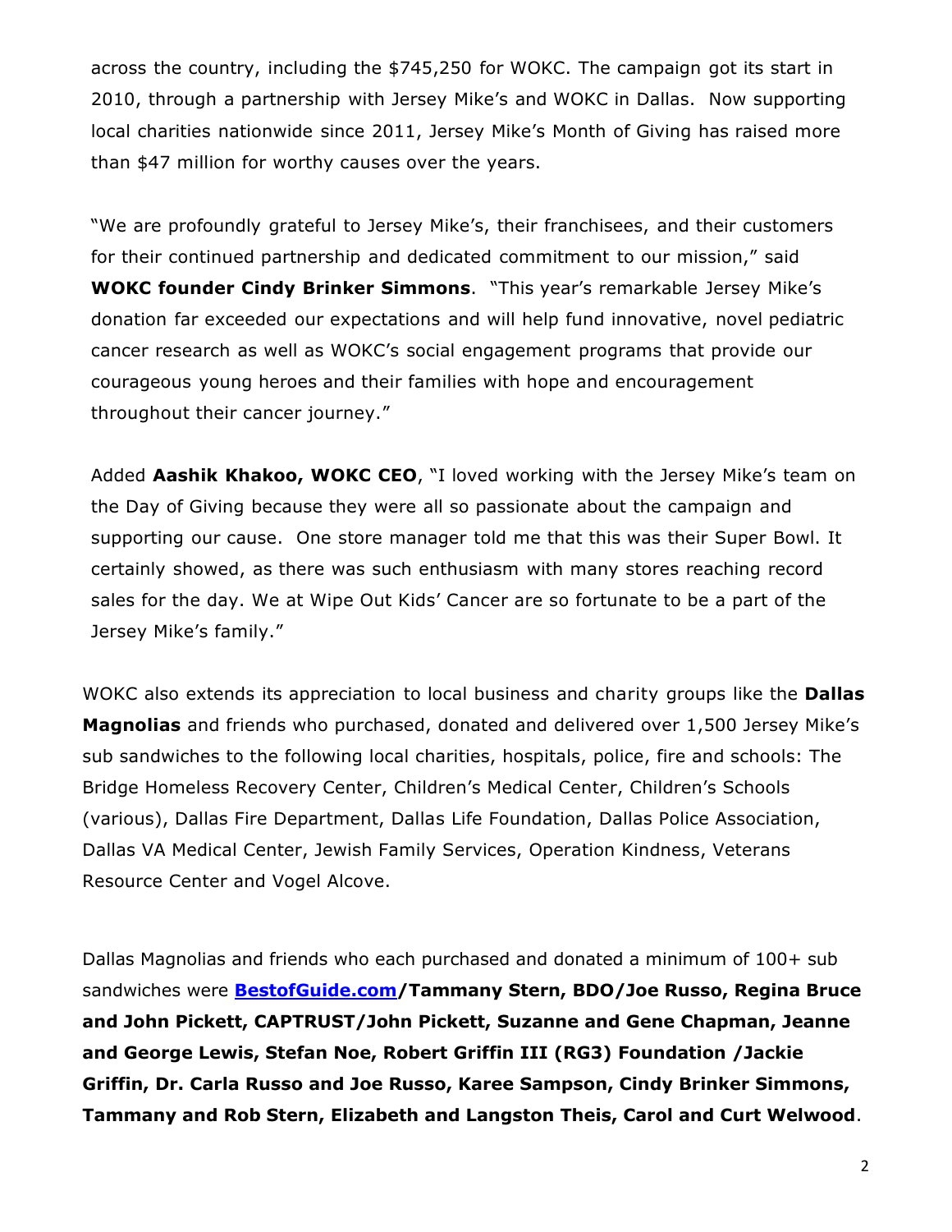across the country, including the $745,250 for WOKC. The campaign got its start in 2010, through a partnership with Jersey Mike's and WOKC in Dallas. Now supporting local charities nationwide since 2011, Jersey Mike's Month of Giving has raised more than $47 million for worthy causes over the years.

"We are profoundly grateful to Jersey Mike's, their franchisees, and their customers for their continued partnership and dedicated commitment to our mission," said **WOKC founder Cindy Brinker Simmons**. "This year's remarkable Jersey Mike's donation far exceeded our expectations and will help fund innovative, novel pediatric cancer research as well as WOKC's social engagement programs that provide our courageous young heroes and their families with hope and encouragement throughout their cancer journey."

Added **Aashik Khakoo, WOKC CEO**, "I loved working with the Jersey Mike's team on the Day of Giving because they were all so passionate about the campaign and supporting our cause. One store manager told me that this was their Super Bowl. It certainly showed, as there was such enthusiasm with many stores reaching record sales for the day. We at Wipe Out Kids' Cancer are so fortunate to be a part of the Jersey Mike's family."

WOKC also extends its appreciation to local business and charity groups like the **Dallas Magnolias** and friends who purchased, donated and delivered over 1,500 Jersey Mike's sub sandwiches to the following local charities, hospitals, police, fire and schools: The Bridge Homeless Recovery Center, Children's Medical Center, Children's Schools (various), Dallas Fire Department, Dallas Life Foundation, Dallas Police Association, Dallas VA Medical Center, Jewish Family Services, Operation Kindness, Veterans Resource Center and Vogel Alcove.

Dallas Magnolias and friends who each purchased and donated a minimum of 100+ sub sandwiches were **BestofGuide.com/Tammany Stern, BDO/Joe Russo, Regina Bruce and John Pickett, CAPTRUST/John Pickett, Suzanne and Gene Chapman, Jeanne and George Lewis, Stefan Noe, Robert Griffin III (RG3) Foundation /Jackie Griffin, Dr. Carla Russo and Joe Russo, Karee Sampson, Cindy Brinker Simmons, Tammany and Rob Stern, Elizabeth and Langston Theis, Carol and Curt Welwood**.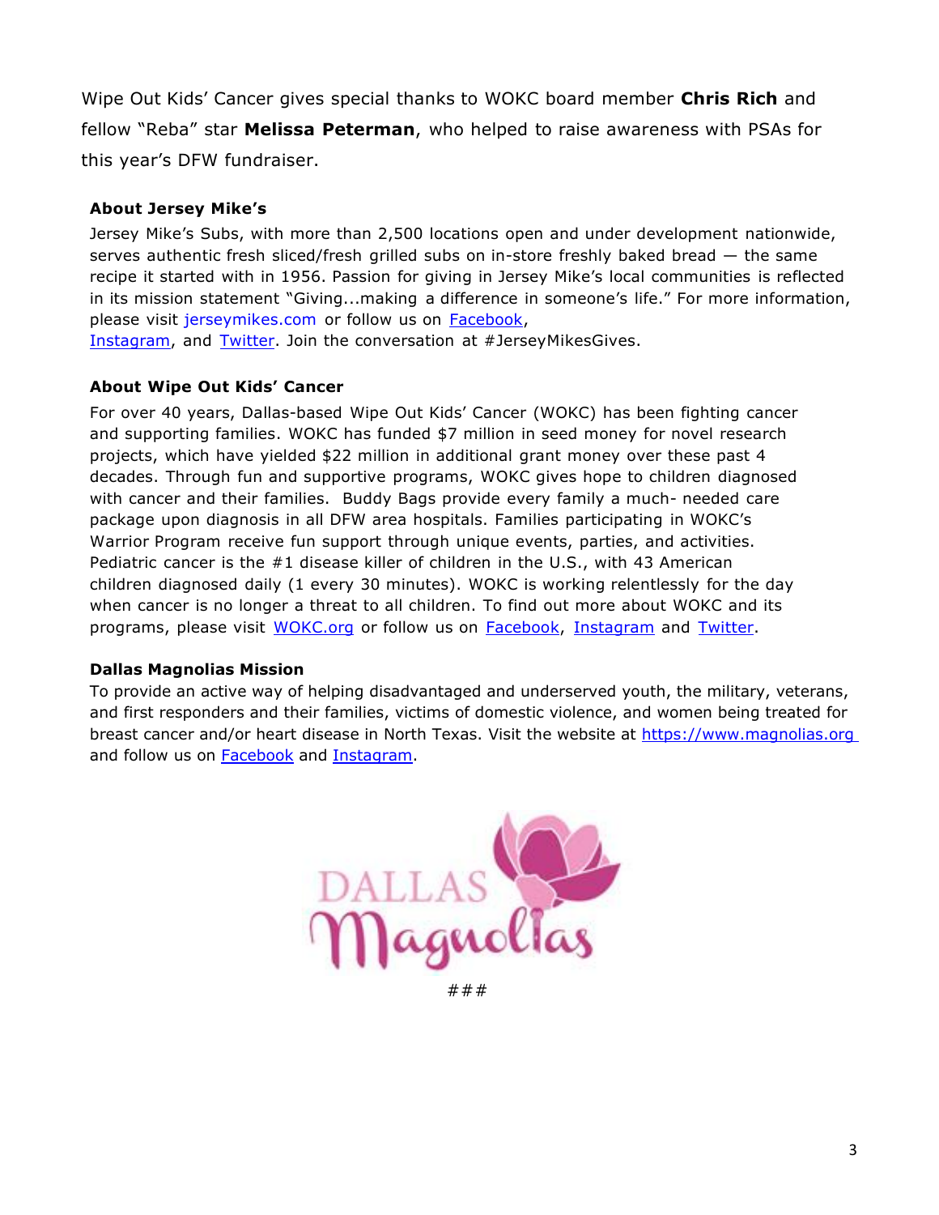Wipe Out Kids' Cancer gives special thanks to WOKC board member **Chris Rich** and fellow "Reba" star **Melissa Peterman**, who helped to raise awareness with PSAs for this year's DFW fundraiser.

**About Jersey Mike's**

Jersey Mike's Subs, with more than 2,500 locations open and under development nationwide, serves authentic fresh sliced/fresh grilled subs on in-store freshly baked bread — the same recipe it started with in 1956. Passion for giving in Jersey Mike's local communities is reflected in its mission statement "Giving...making a difference in someone's life." For more information, please visit jerseymikes.com or follow us on Facebook, Instagram, and Twitter. Join the conversation at #JerseyMikesGives.

**About Wipe Out Kids' Cancer**

For over 40 years, Dallas-based Wipe Out Kids' Cancer (WOKC) has been fighting cancer and supporting families. WOKC has funded $7 million in seed money for novel research projects, which have yielded $22 million in additional grant money over these past 4 decades. Through fun and supportive programs, WOKC gives hope to children diagnosed with cancer and their families. Buddy Bags provide every family a much- needed care package upon diagnosis in all DFW area hospitals. Families participating in WOKC's Warrior Program receive fun support through unique events, parties, and activities. Pediatric cancer is the #1 disease killer of children in the U.S., with 43 American children diagnosed daily (1 every 30 minutes). WOKC is working relentlessly for the day when cancer is no longer a threat to all children. To find out more about WOKC and its programs, please visit WOKC.org or follow us on Facebook, Instagram and Twitter.

**Dallas Magnolias Mission**

To provide an active way of helping disadvantaged and underserved youth, the military, veterans, and first responders and their families, victims of domestic violence, and women being treated for breast cancer and/or heart disease in North Texas. Visit the website at https://www.magnolias.org and follow us on Facebook and Instagram.

DALLAS Magnolias

###